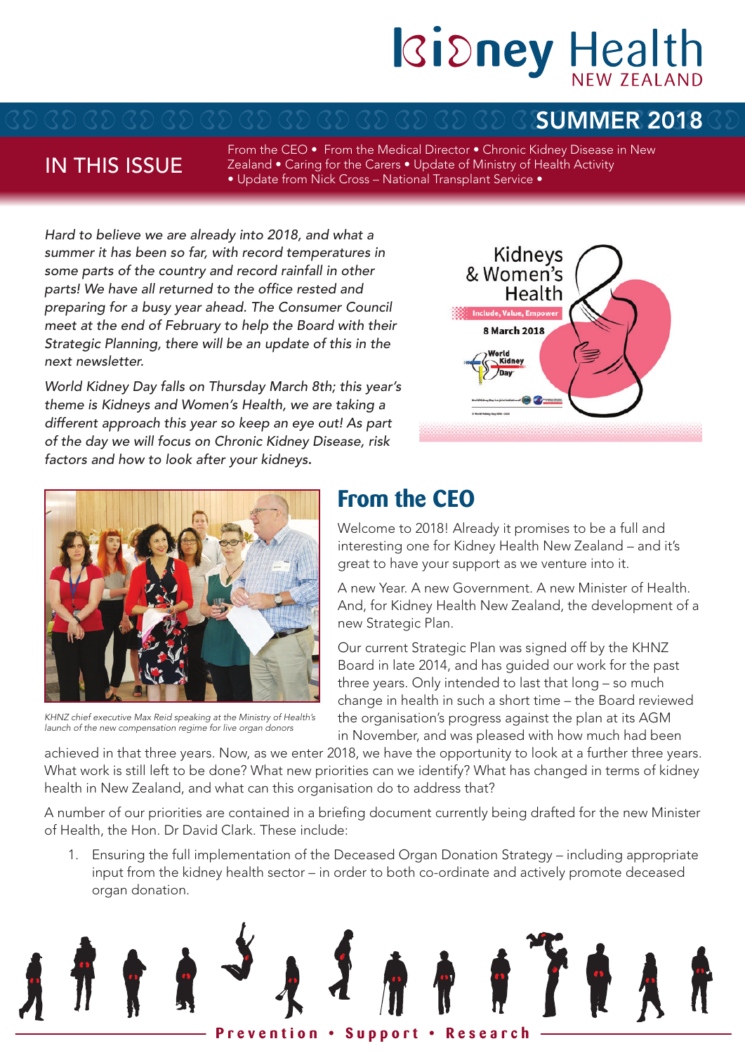# Kidney Health NEW ZEALAND

## SUMMER 2018

**IN THIS ISSUE**

From the CEO • From the Medical Director • Chronic Kidney Disease in New Zealand • Caring for the Carers • Update of Ministry of Health Activity • Update from Nick Cross – National Transplant Service •

*Hard to believe we are already into 2018, and what a summer it has been so far, with record temperatures in some parts of the country and record rainfall in other parts! We have all returned to the office rested and preparing for a busy year ahead. The Consumer Council meet at the end of February to help the Board with their Strategic Planning, there will be an update of this in the next newsletter.*

*World Kidney Day falls on Thursday March 8th; this year's theme is Kidneys and Women's Health, we are taking a different approach this year so keep an eye out! As part of the day we will focus on Chronic Kidney Disease, risk factors and how to look after your kidneys.*

Kidneys & Women's Health
Include, Value, Empower
8 March 2018
World Kidney Day

*KHNZ chief executive Max Reid speaking at the Ministry of Health's launch of the new compensation regime for live organ donors*

## From the CEO

Welcome to 2018! Already it promises to be a full and interesting one for Kidney Health New Zealand – and it's great to have your support as we venture into it.

A new Year. A new Government. A new Minister of Health. And, for Kidney Health New Zealand, the development of a new Strategic Plan.

Our current Strategic Plan was signed off by the KHNZ Board in late 2014, and has guided our work for the past three years. Only intended to last that long – so much change in health in such a short time – the Board reviewed the organisation's progress against the plan at its AGM in November, and was pleased with how much had been achieved in that three years. Now, as we enter 2018, we have the opportunity to look at a further three years. What work is still left to be done? What new priorities can we identify? What has changed in terms of kidney health in New Zealand, and what can this organisation do to address that?

A number of our priorities are contained in a briefing document currently being drafted for the new Minister of Health, the Hon. Dr David Clark. These include:

1. Ensuring the full implementation of the Deceased Organ Donation Strategy – including appropriate input from the kidney health sector – in order to both co-ordinate and actively promote deceased organ donation.

Prevention • Support • Research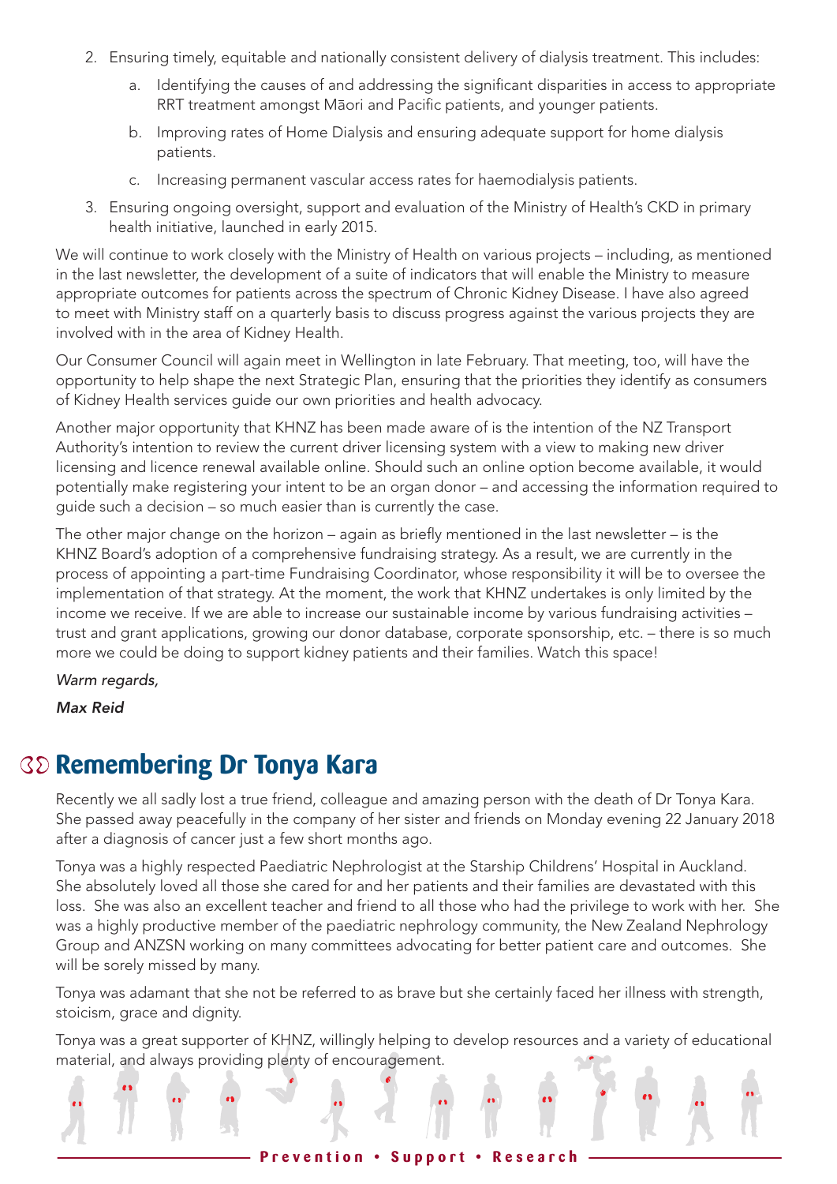2. Ensuring timely, equitable and nationally consistent delivery of dialysis treatment. This includes:
    a. Identifying the causes of and addressing the significant disparities in access to appropriate RRT treatment amongst Māori and Pacific patients, and younger patients.
    b. Improving rates of Home Dialysis and ensuring adequate support for home dialysis patients.
    c. Increasing permanent vascular access rates for haemodialysis patients.
3. Ensuring ongoing oversight, support and evaluation of the Ministry of Health's CKD in primary health initiative, launched in early 2015.

We will continue to work closely with the Ministry of Health on various projects – including, as mentioned in the last newsletter, the development of a suite of indicators that will enable the Ministry to measure appropriate outcomes for patients across the spectrum of Chronic Kidney Disease. I have also agreed to meet with Ministry staff on a quarterly basis to discuss progress against the various projects they are involved with in the area of Kidney Health.

Our Consumer Council will again meet in Wellington in late February. That meeting, too, will have the opportunity to help shape the next Strategic Plan, ensuring that the priorities they identify as consumers of Kidney Health services guide our own priorities and health advocacy.

Another major opportunity that KHNZ has been made aware of is the intention of the NZ Transport Authority's intention to review the current driver licensing system with a view to making new driver licensing and licence renewal available online. Should such an online option become available, it would potentially make registering your intent to be an organ donor – and accessing the information required to guide such a decision – so much easier than is currently the case.

The other major change on the horizon – again as briefly mentioned in the last newsletter – is the KHNZ Board's adoption of a comprehensive fundraising strategy. As a result, we are currently in the process of appointing a part-time Fundraising Coordinator, whose responsibility it will be to oversee the implementation of that strategy. At the moment, the work that KHNZ undertakes is only limited by the income we receive. If we are able to increase our sustainable income by various fundraising activities – trust and grant applications, growing our donor database, corporate sponsorship, etc. – there is so much more we could be doing to support kidney patients and their families. Watch this space!

*Warm regards,*

***Max Reid***

## Remembering Dr Tonya Kara

Recently we all sadly lost a true friend, colleague and amazing person with the death of Dr Tonya Kara. She passed away peacefully in the company of her sister and friends on Monday evening 22 January 2018 after a diagnosis of cancer just a few short months ago.

Tonya was a highly respected Paediatric Nephrologist at the Starship Childrens' Hospital in Auckland. She absolutely loved all those she cared for and her patients and their families are devastated with this loss. She was also an excellent teacher and friend to all those who had the privilege to work with her. She was a highly productive member of the paediatric nephrology community, the New Zealand Nephrology Group and ANZSN working on many committees advocating for better patient care and outcomes. She will be sorely missed by many.

Tonya was adamant that she not be referred to as brave but she certainly faced her illness with strength, stoicism, grace and dignity.

Tonya was a great supporter of KHNZ, willingly helping to develop resources and a variety of educational material, and always providing plenty of encouragement.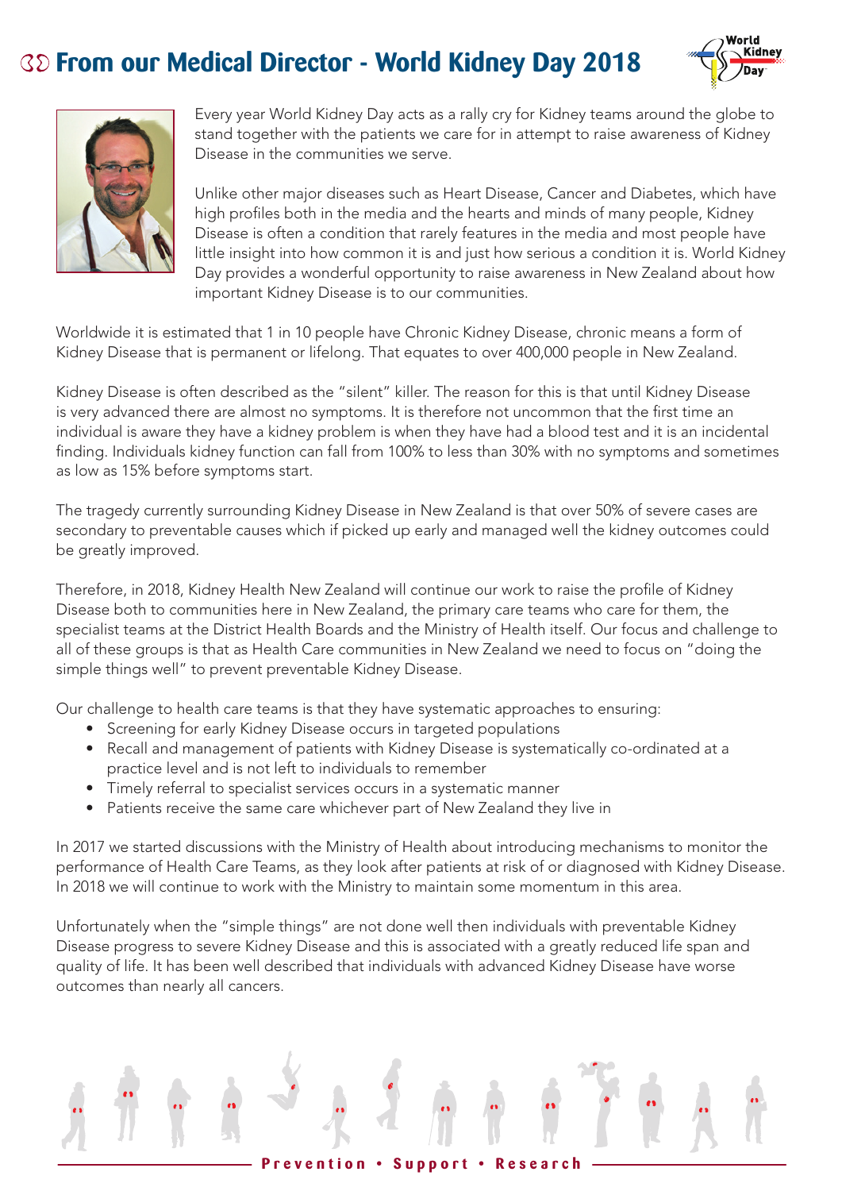# From our Medical Director - World Kidney Day 2018

Every year World Kidney Day acts as a rally cry for Kidney teams around the globe to stand together with the patients we care for in attempt to raise awareness of Kidney Disease in the communities we serve.

Unlike other major diseases such as Heart Disease, Cancer and Diabetes, which have high profiles both in the media and the hearts and minds of many people, Kidney Disease is often a condition that rarely features in the media and most people have little insight into how common it is and just how serious a condition it is. World Kidney Day provides a wonderful opportunity to raise awareness in New Zealand about how important Kidney Disease is to our communities.

Worldwide it is estimated that 1 in 10 people have Chronic Kidney Disease, chronic means a form of Kidney Disease that is permanent or lifelong. That equates to over 400,000 people in New Zealand.

Kidney Disease is often described as the "silent" killer. The reason for this is that until Kidney Disease is very advanced there are almost no symptoms. It is therefore not uncommon that the first time an individual is aware they have a kidney problem is when they have had a blood test and it is an incidental finding. Individuals kidney function can fall from 100% to less than 30% with no symptoms and sometimes as low as 15% before symptoms start.

The tragedy currently surrounding Kidney Disease in New Zealand is that over 50% of severe cases are secondary to preventable causes which if picked up early and managed well the kidney outcomes could be greatly improved.

Therefore, in 2018, Kidney Health New Zealand will continue our work to raise the profile of Kidney Disease both to communities here in New Zealand, the primary care teams who care for them, the specialist teams at the District Health Boards and the Ministry of Health itself. Our focus and challenge to all of these groups is that as Health Care communities in New Zealand we need to focus on "doing the simple things well" to prevent preventable Kidney Disease.

Our challenge to health care teams is that they have systematic approaches to ensuring:

- Screening for early Kidney Disease occurs in targeted populations
- Recall and management of patients with Kidney Disease is systematically co-ordinated at a practice level and is not left to individuals to remember
- Timely referral to specialist services occurs in a systematic manner
- Patients receive the same care whichever part of New Zealand they live in

In 2017 we started discussions with the Ministry of Health about introducing mechanisms to monitor the performance of Health Care Teams, as they look after patients at risk of or diagnosed with Kidney Disease. In 2018 we will continue to work with the Ministry to maintain some momentum in this area.

Unfortunately when the "simple things" are not done well then individuals with preventable Kidney Disease progress to severe Kidney Disease and this is associated with a greatly reduced life span and quality of life. It has been well described that individuals with advanced Kidney Disease have worse outcomes than nearly all cancers.

Prevention • Support • Research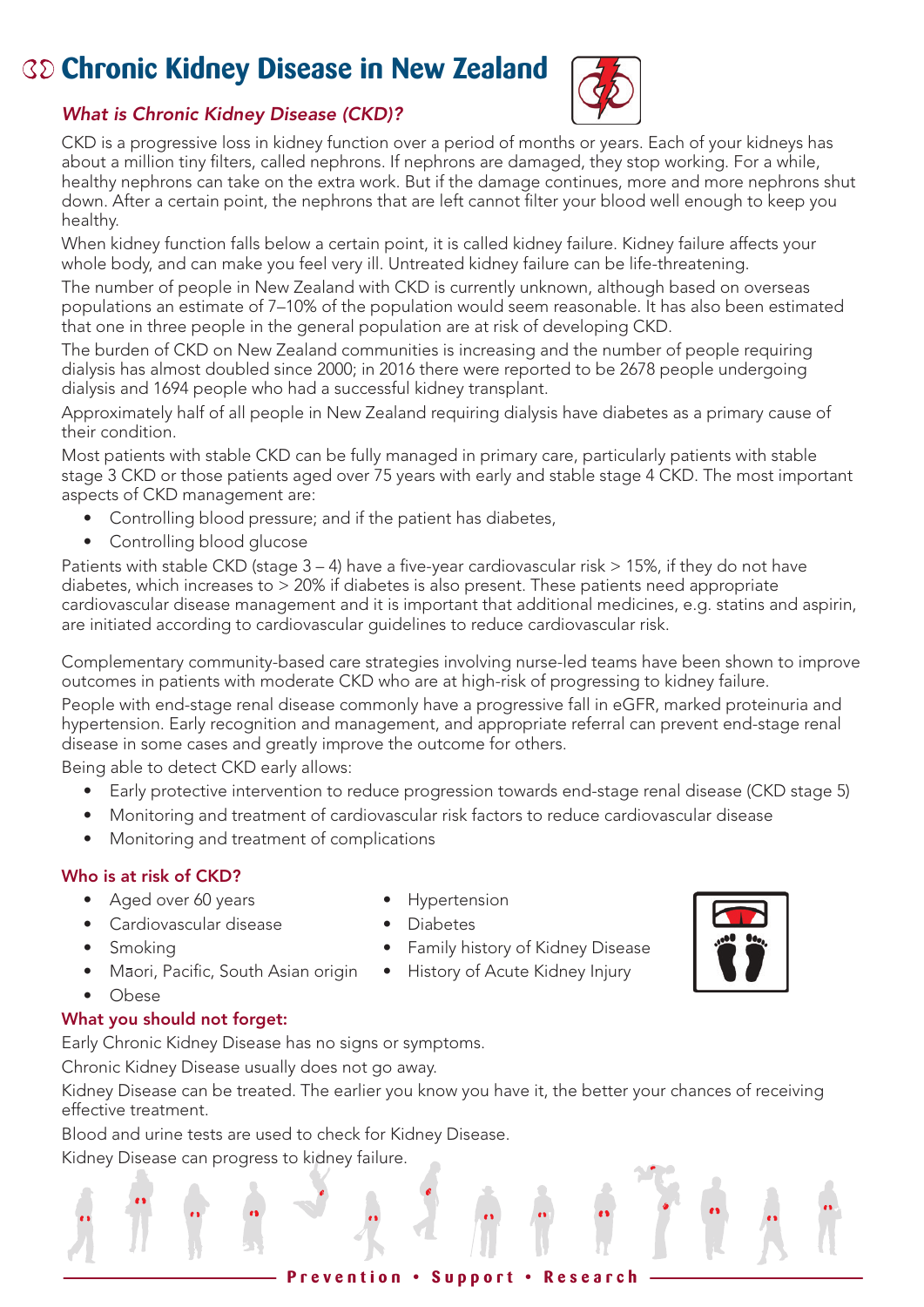# Chronic Kidney Disease in New Zealand

### *What is Chronic Kidney Disease (CKD)?*

CKD is a progressive loss in kidney function over a period of months or years. Each of your kidneys has about a million tiny filters, called nephrons. If nephrons are damaged, they stop working. For a while, healthy nephrons can take on the extra work. But if the damage continues, more and more nephrons shut down. After a certain point, the nephrons that are left cannot filter your blood well enough to keep you healthy.

When kidney function falls below a certain point, it is called kidney failure. Kidney failure affects your whole body, and can make you feel very ill. Untreated kidney failure can be life-threatening.

The number of people in New Zealand with CKD is currently unknown, although based on overseas populations an estimate of 7–10% of the population would seem reasonable. It has also been estimated that one in three people in the general population are at risk of developing CKD.

The burden of CKD on New Zealand communities is increasing and the number of people requiring dialysis has almost doubled since 2000; in 2016 there were reported to be 2678 people undergoing dialysis and 1694 people who had a successful kidney transplant.

Approximately half of all people in New Zealand requiring dialysis have diabetes as a primary cause of their condition.

Most patients with stable CKD can be fully managed in primary care, particularly patients with stable stage 3 CKD or those patients aged over 75 years with early and stable stage 4 CKD. The most important aspects of CKD management are:

- Controlling blood pressure; and if the patient has diabetes,
- Controlling blood glucose

Patients with stable CKD (stage 3 – 4) have a five-year cardiovascular risk > 15%, if they do not have diabetes, which increases to > 20% if diabetes is also present. These patients need appropriate cardiovascular disease management and it is important that additional medicines, e.g. statins and aspirin, are initiated according to cardiovascular guidelines to reduce cardiovascular risk.

Complementary community-based care strategies involving nurse-led teams have been shown to improve outcomes in patients with moderate CKD who are at high-risk of progressing to kidney failure.

People with end-stage renal disease commonly have a progressive fall in eGFR, marked proteinuria and hypertension. Early recognition and management, and appropriate referral can prevent end-stage renal disease in some cases and greatly improve the outcome for others.

Being able to detect CKD early allows:

- Early protective intervention to reduce progression towards end-stage renal disease (CKD stage 5)
- Monitoring and treatment of cardiovascular risk factors to reduce cardiovascular disease
- Monitoring and treatment of complications

### Who is at risk of CKD?

- Aged over 60 years
- Cardiovascular disease
- Smoking
- Māori, Pacific, South Asian origin
- Obese
- Hypertension
- Diabetes
- Family history of Kidney Disease
- History of Acute Kidney Injury

### What you should not forget:

Early Chronic Kidney Disease has no signs or symptoms.

Chronic Kidney Disease usually does not go away.

Kidney Disease can be treated. The earlier you know you have it, the better your chances of receiving effective treatment.

Blood and urine tests are used to check for Kidney Disease.

Kidney Disease can progress to kidney failure.

**Prevention • Support • Research**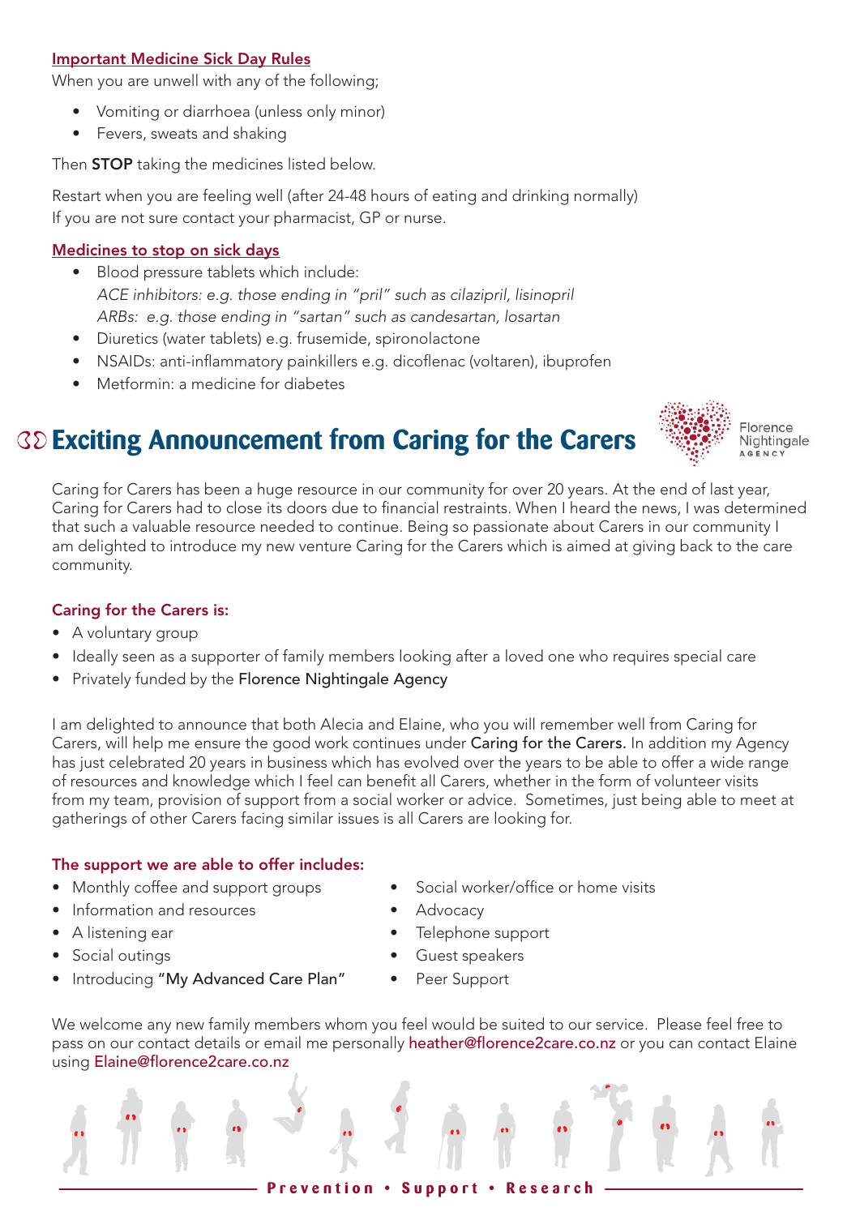### Important Medicine Sick Day Rules

When you are unwell with any of the following;

- Vomiting or diarrhoea (unless only minor)
- Fevers, sweats and shaking

Then **STOP** taking the medicines listed below.

Restart when you are feeling well (after 24-48 hours of eating and drinking normally)
If you are not sure contact your pharmacist, GP or nurse.

### Medicines to stop on sick days

- Blood pressure tablets which include:
  *ACE inhibitors: e.g. those ending in "pril" such as cilazipril, lisinopril*
  *ARBs: e.g. those ending in "sartan" such as candesartan, losartan*
- Diuretics (water tablets) e.g. frusemide, spironolactone
- NSAIDs: anti-inflammatory painkillers e.g. dicoflenac (voltaren), ibuprofen
- Metformin: a medicine for diabetes

## Exciting Announcement from Caring for the Carers

Florence Nightingale AGENCY

Caring for Carers has been a huge resource in our community for over 20 years. At the end of last year, Caring for Carers had to close its doors due to financial restraints. When I heard the news, I was determined that such a valuable resource needed to continue. Being so passionate about Carers in our community I am delighted to introduce my new venture Caring for the Carers which is aimed at giving back to the care community.

### Caring for the Carers is:

- A voluntary group
- Ideally seen as a supporter of family members looking after a loved one who requires special care
- Privately funded by the Florence Nightingale Agency

I am delighted to announce that both Alecia and Elaine, who you will remember well from Caring for Carers, will help me ensure the good work continues under Caring for the Carers. In addition my Agency has just celebrated 20 years in business which has evolved over the years to be able to offer a wide range of resources and knowledge which I feel can benefit all Carers, whether in the form of volunteer visits from my team, provision of support from a social worker or advice. Sometimes, just being able to meet at gatherings of other Carers facing similar issues is all Carers are looking for.

### The support we are able to offer includes:

- Monthly coffee and support groups
- Information and resources
- A listening ear
- Social outings
- Introducing "My Advanced Care Plan"
- Social worker/office or home visits
- Advocacy
- Telephone support
- Guest speakers
- Peer Support

We welcome any new family members whom you feel would be suited to our service. Please feel free to pass on our contact details or email me personally heather@florence2care.co.nz or you can contact Elaine using Elaine@florence2care.co.nz

Prevention • Support • Research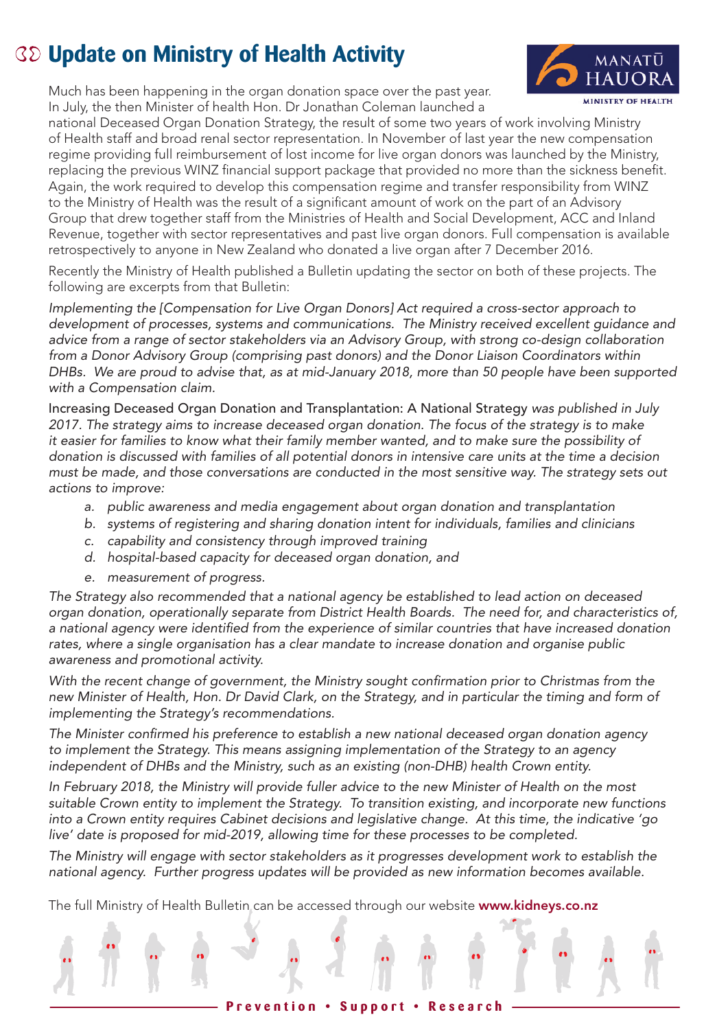# Update on Ministry of Health Activity

Much has been happening in the organ donation space over the past year. In July, the then Minister of health Hon. Dr Jonathan Coleman launched a national Deceased Organ Donation Strategy, the result of some two years of work involving Ministry of Health staff and broad renal sector representation. In November of last year the new compensation regime providing full reimbursement of lost income for live organ donors was launched by the Ministry, replacing the previous WINZ financial support package that provided no more than the sickness benefit. Again, the work required to develop this compensation regime and transfer responsibility from WINZ to the Ministry of Health was the result of a significant amount of work on the part of an Advisory Group that drew together staff from the Ministries of Health and Social Development, ACC and Inland Revenue, together with sector representatives and past live organ donors. Full compensation is available retrospectively to anyone in New Zealand who donated a live organ after 7 December 2016.

Recently the Ministry of Health published a Bulletin updating the sector on both of these projects. The following are excerpts from that Bulletin:

*Implementing the [Compensation for Live Organ Donors] Act required a cross-sector approach to development of processes, systems and communications. The Ministry received excellent guidance and advice from a range of sector stakeholders via an Advisory Group, with strong co-design collaboration from a Donor Advisory Group (comprising past donors) and the Donor Liaison Coordinators within DHBs. We are proud to advise that, as at mid-January 2018, more than 50 people have been supported with a Compensation claim.*

Increasing Deceased Organ Donation and Transplantation: A National Strategy *was published in July 2017. The strategy aims to increase deceased organ donation. The focus of the strategy is to make it easier for families to know what their family member wanted, and to make sure the possibility of donation is discussed with families of all potential donors in intensive care units at the time a decision must be made, and those conversations are conducted in the most sensitive way. The strategy sets out actions to improve:*

*a. public awareness and media engagement about organ donation and transplantation*
*b. systems of registering and sharing donation intent for individuals, families and clinicians*
*c. capability and consistency through improved training*
*d. hospital-based capacity for deceased organ donation, and*
*e. measurement of progress.*

*The Strategy also recommended that a national agency be established to lead action on deceased organ donation, operationally separate from District Health Boards. The need for, and characteristics of, a national agency were identified from the experience of similar countries that have increased donation rates, where a single organisation has a clear mandate to increase donation and organise public awareness and promotional activity.*

*With the recent change of government, the Ministry sought confirmation prior to Christmas from the new Minister of Health, Hon. Dr David Clark, on the Strategy, and in particular the timing and form of implementing the Strategy's recommendations.*

*The Minister confirmed his preference to establish a new national deceased organ donation agency to implement the Strategy. This means assigning implementation of the Strategy to an agency independent of DHBs and the Ministry, such as an existing (non-DHB) health Crown entity.*

*In February 2018, the Ministry will provide fuller advice to the new Minister of Health on the most suitable Crown entity to implement the Strategy. To transition existing, and incorporate new functions into a Crown entity requires Cabinet decisions and legislative change. At this time, the indicative 'go live' date is proposed for mid-2019, allowing time for these processes to be completed.*

*The Ministry will engage with sector stakeholders as it progresses development work to establish the national agency. Further progress updates will be provided as new information becomes available.*

The full Ministry of Health Bulletin can be accessed through our website **www.kidneys.co.nz**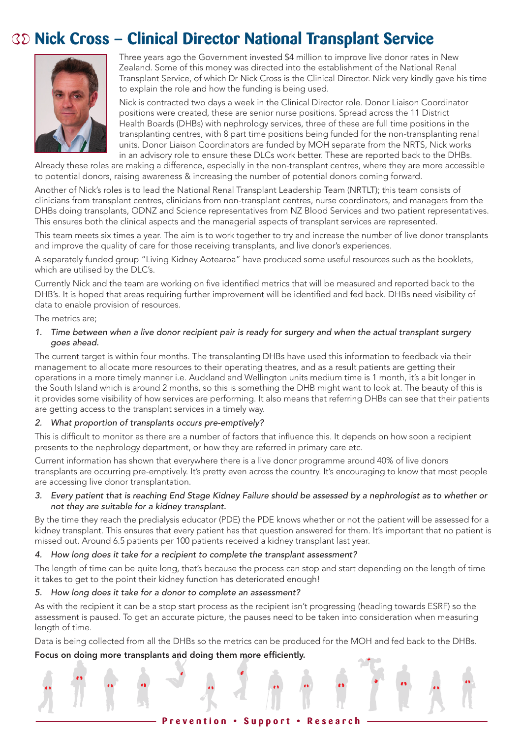# Nick Cross – Clinical Director National Transplant Service

Three years ago the Government invested $4 million to improve live donor rates in New Zealand. Some of this money was directed into the establishment of the National Renal Transplant Service, of which Dr Nick Cross is the Clinical Director. Nick very kindly gave his time to explain the role and how the funding is being used.

Nick is contracted two days a week in the Clinical Director role. Donor Liaison Coordinator positions were created, these are senior nurse positions. Spread across the 11 District Health Boards (DHBs) with nephrology services, three of these are full time positions in the transplanting centres, with 8 part time positions being funded for the non-transplanting renal units. Donor Liaison Coordinators are funded by MOH separate from the NRTS, Nick works in an advisory role to ensure these DLCs work better. These are reported back to the DHBs. Already these roles are making a difference, especially in the non-transplant centres, where they are more accessible to potential donors, raising awareness & increasing the number of potential donors coming forward.

Another of Nick's roles is to lead the National Renal Transplant Leadership Team (NRTLT); this team consists of clinicians from transplant centres, clinicians from non-transplant centres, nurse coordinators, and managers from the DHBs doing transplants, ODNZ and Science representatives from NZ Blood Services and two patient representatives. This ensures both the clinical aspects and the managerial aspects of transplant services are represented.

This team meets six times a year. The aim is to work together to try and increase the number of live donor transplants and improve the quality of care for those receiving transplants, and live donor's experiences.

A separately funded group "Living Kidney Aotearoa" have produced some useful resources such as the booklets, which are utilised by the DLC's.

Currently Nick and the team are working on five identified metrics that will be measured and reported back to the DHB's. It is hoped that areas requiring further improvement will be identified and fed back. DHBs need visibility of data to enable provision of resources.

The metrics are;

1. *Time between when a live donor recipient pair is ready for surgery and when the actual transplant surgery goes ahead.*

The current target is within four months. The transplanting DHBs have used this information to feedback via their management to allocate more resources to their operating theatres, and as a result patients are getting their operations in a more timely manner i.e. Auckland and Wellington units medium time is 1 month, it's a bit longer in the South Island which is around 2 months, so this is something the DHB might want to look at. The beauty of this is it provides some visibility of how services are performing. It also means that referring DHBs can see that their patients are getting access to the transplant services in a timely way.

2. *What proportion of transplants occurs pre-emptively?*

This is difficult to monitor as there are a number of factors that influence this. It depends on how soon a recipient presents to the nephrology department, or how they are referred in primary care etc.

Current information has shown that everywhere there is a live donor programme around 40% of live donors transplants are occurring pre-emptively. It's pretty even across the country. It's encouraging to know that most people are accessing live donor transplantation.

3. *Every patient that is reaching End Stage Kidney Failure should be assessed by a nephrologist as to whether or not they are suitable for a kidney transplant.*

By the time they reach the predialysis educator (PDE) the PDE knows whether or not the patient will be assessed for a kidney transplant. This ensures that every patient has that question answered for them. It's important that no patient is missed out. Around 6.5 patients per 100 patients received a kidney transplant last year.

4. *How long does it take for a recipient to complete the transplant assessment?*

The length of time can be quite long, that's because the process can stop and start depending on the length of time it takes to get to the point their kidney function has deteriorated enough!

5. *How long does it take for a donor to complete an assessment?*

As with the recipient it can be a stop start process as the recipient isn't progressing (heading towards ESRF) so the assessment is paused. To get an accurate picture, the pauses need to be taken into consideration when measuring length of time.

Data is being collected from all the DHBs so the metrics can be produced for the MOH and fed back to the DHBs.

**Focus on doing more transplants and doing them more efficiently.**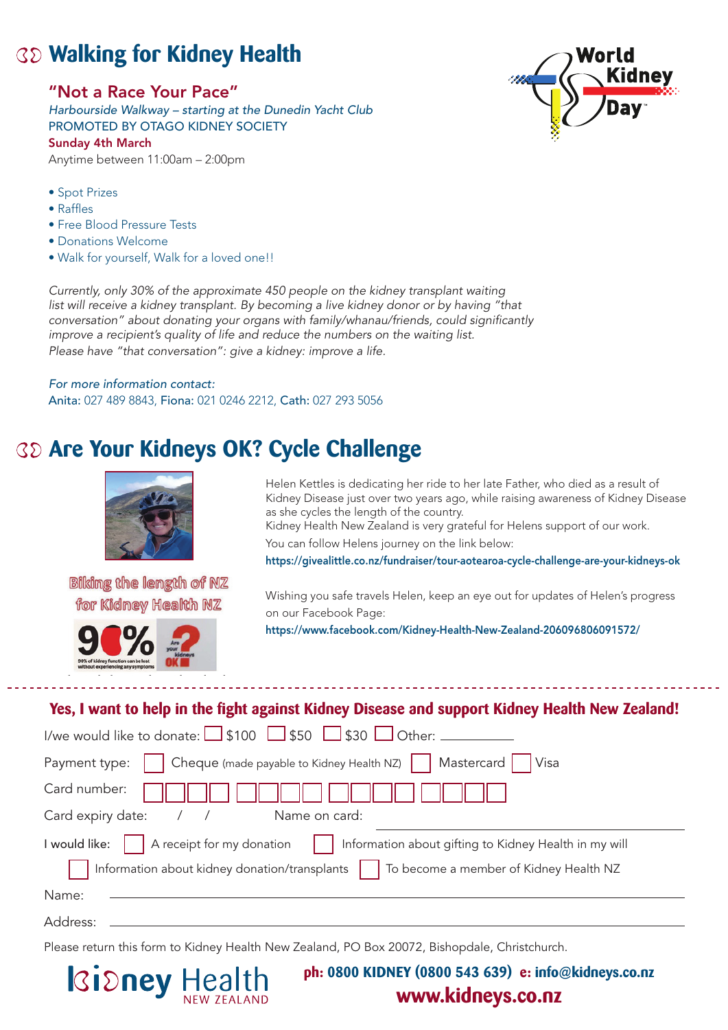## Walking for Kidney Health

### "Not a Race Your Pace"

*Harbourside Walkway – starting at the Dunedin Yacht Club*
PROMOTED BY OTAGO KIDNEY SOCIETY
**Sunday 4th March**
Anytime between 11:00am – 2:00pm

World Kidney Day

- Spot Prizes
- Raffles
- Free Blood Pressure Tests
- Donations Welcome
- Walk for yourself, Walk for a loved one!!

*Currently, only 30% of the approximate 450 people on the kidney transplant waiting list will receive a kidney transplant. By becoming a live kidney donor or by having "that conversation" about donating your organs with family/whanau/friends, could significantly improve a recipient's quality of life and reduce the numbers on the waiting list. Please have "that conversation": give a kidney: improve a life.*

*For more information contact:*
**Anita:** 027 489 8843, **Fiona:** 021 0246 2212, **Cath:** 027 293 5056

## Are Your Kidneys OK? Cycle Challenge

Biking the length of NZ for Kidney Health NZ

90% of kidney function can be lost without experiencing any symptoms

Are your kidneys OK?

Helen Kettles is dedicating her ride to her late Father, who died as a result of Kidney Disease just over two years ago, while raising awareness of Kidney Disease as she cycles the length of the country.
Kidney Health New Zealand is very grateful for Helens support of our work.
You can follow Helens journey on the link below:
**https://givealittle.co.nz/fundraiser/tour-aotearoa-cycle-challenge-are-your-kidneys-ok**

Wishing you safe travels Helen, keep an eye out for updates of Helen's progress on our Facebook Page:
**https://www.facebook.com/Kidney-Health-New-Zealand-206096806091572/**

---

### Yes, I want to help in the fight against Kidney Disease and support Kidney Health New Zealand!

I/we would like to donate: ☐ $100 ☐ $50 ☐ $30 ☐ Other: __________

Payment type: ☐ Cheque (made payable to Kidney Health NZ) ☐ Mastercard ☐ Visa

Card number: ☐☐☐☐ ☐☐☐☐ ☐☐☐☐ ☐☐☐☐

Card expiry date: / / Name on card: __________

I would like: ☐ A receipt for my donation ☐ Information about gifting to Kidney Health in my will

☐ Information about kidney donation/transplants ☐ To become a member of Kidney Health NZ

Name: __________

Address: __________

Please return this form to Kidney Health New Zealand, PO Box 20072, Bishopdale, Christchurch.

Kidney Health NEW ZEALAND

**ph: 0800 KIDNEY (0800 543 639) e: info@kidneys.co.nz**
**www.kidneys.co.nz**